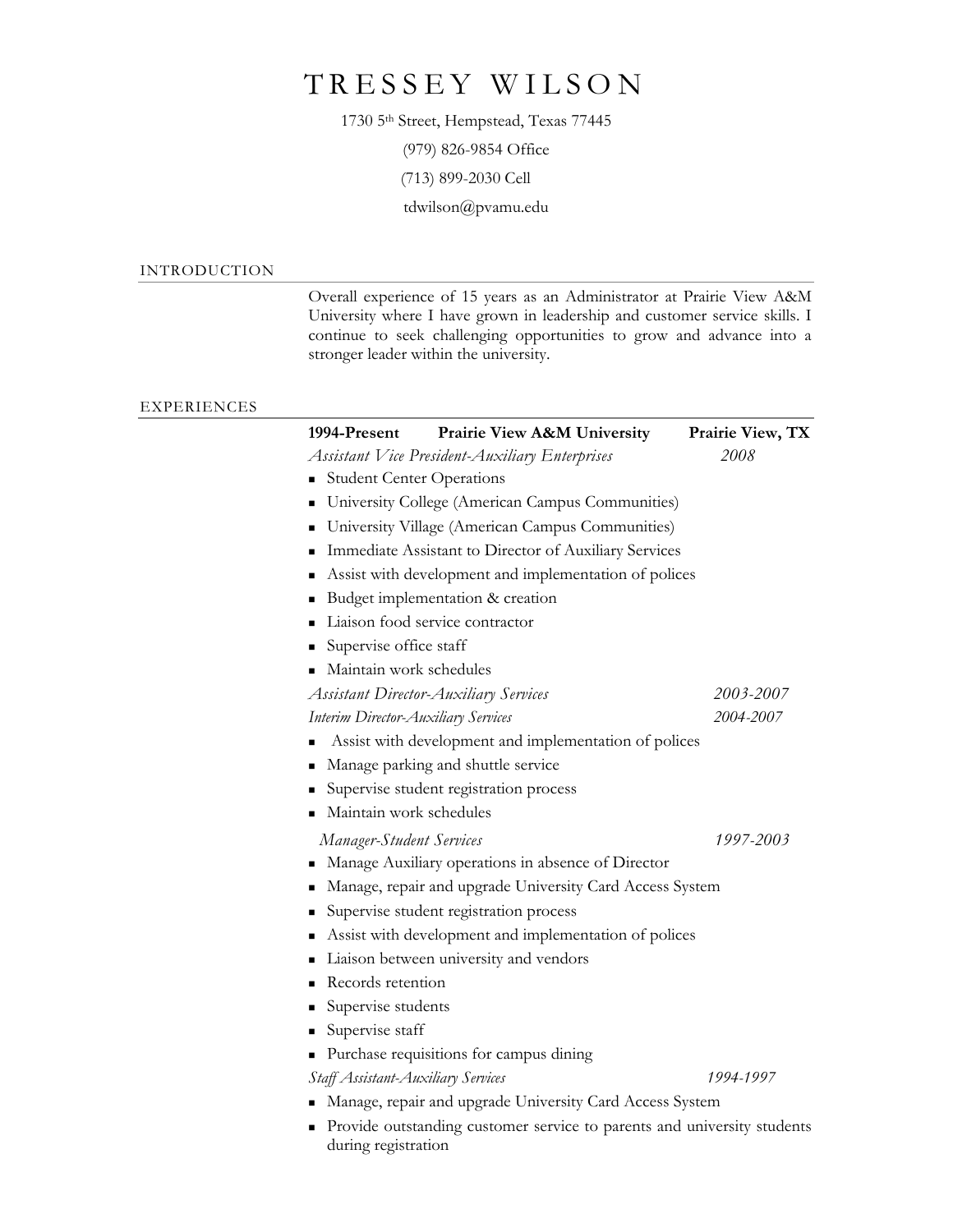# TRESSEY WILSON

1730 5th Street, Hempstead, Texas 77445

(979) 826-9854 Office

(713) 899-2030 Cell

tdwilson@pvamu.edu

## INTRODUCTION

Overall experience of 15 years as an Administrator at Prairie View A&M University where I have grown in leadership and customer service skills. I continue to seek challenging opportunities to grow and advance into a stronger leader within the university.

## EXPERIENCES

**1994-Present** **Prairie View A&M University** **Prairie View, TX**

*Assistant Vice President-Auxiliary Enterprises* *2008*

- Student Center Operations
- University College (American Campus Communities)
- University Village (American Campus Communities)
- Immediate Assistant to Director of Auxiliary Services
- Assist with development and implementation of polices
- Budget implementation & creation
- Liaison food service contractor
- Supervise office staff
- Maintain work schedules

*Assistant Director-Auxiliary Services* *2003-2007*

*Interim Director-Auxiliary Services* *2004-2007*

- Assist with development and implementation of polices
- Manage parking and shuttle service
- Supervise student registration process
- Maintain work schedules

*Manager-Student Services* *1997-2003*

- Manage Auxiliary operations in absence of Director
- Manage, repair and upgrade University Card Access System
- Supervise student registration process
- Assist with development and implementation of polices
- Liaison between university and vendors
- Records retention
- Supervise students
- Supervise staff
- Purchase requisitions for campus dining

*Staff Assistant-Auxiliary Services* *1994-1997*

- Manage, repair and upgrade University Card Access System
- Provide outstanding customer service to parents and university students during registration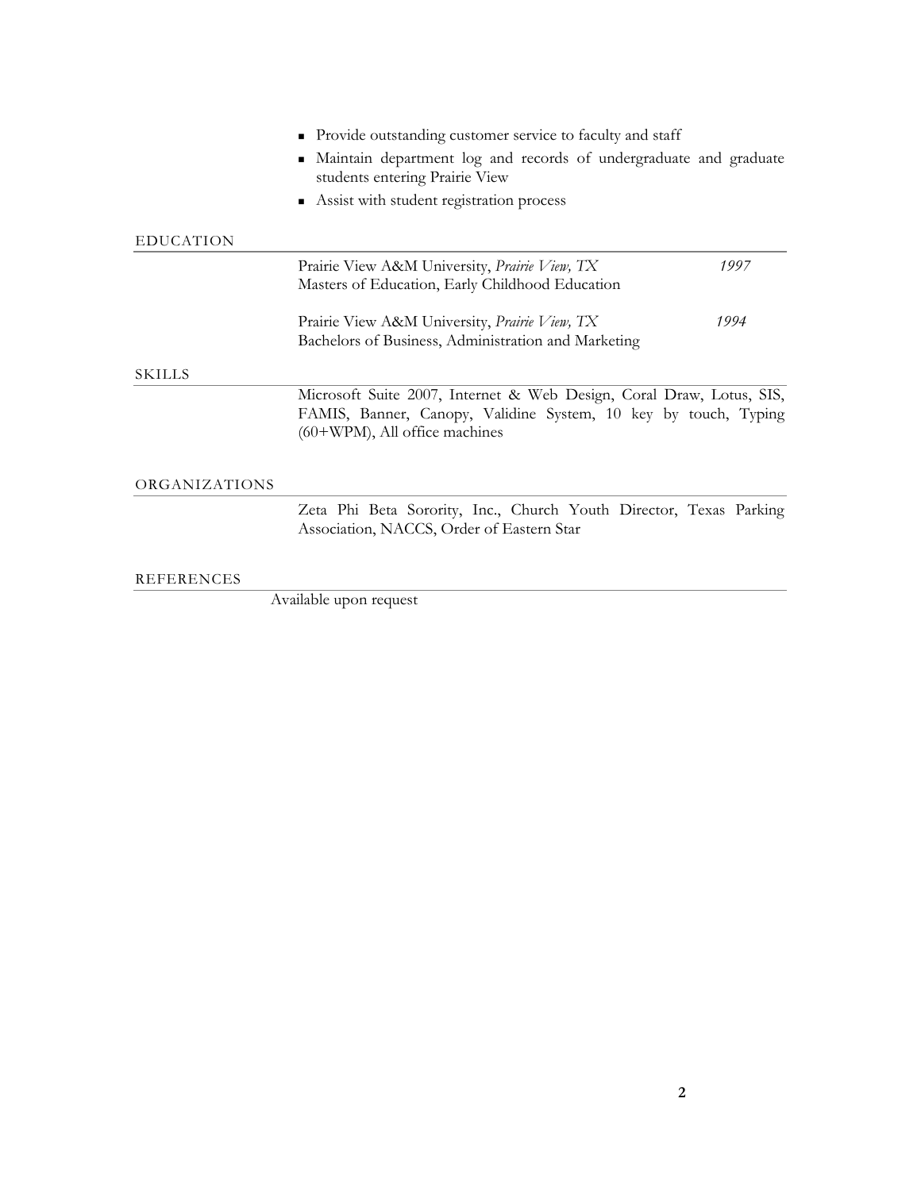- Provide outstanding customer service to faculty and staff
- Maintain department log and records of undergraduate and graduate students entering Prairie View
- Assist with student registration process

## EDUCATION

Prairie View A&M University, *Prairie View, TX* — *1997*
Masters of Education, Early Childhood Education

Prairie View A&M University, *Prairie View, TX* — *1994*
Bachelors of Business, Administration and Marketing

## SKILLS

Microsoft Suite 2007, Internet & Web Design, Coral Draw, Lotus, SIS, FAMIS, Banner, Canopy, Validine System, 10 key by touch, Typing (60+WPM), All office machines

## ORGANIZATIONS

Zeta Phi Beta Sorority, Inc., Church Youth Director, Texas Parking Association, NACCS, Order of Eastern Star

## REFERENCES

Available upon request